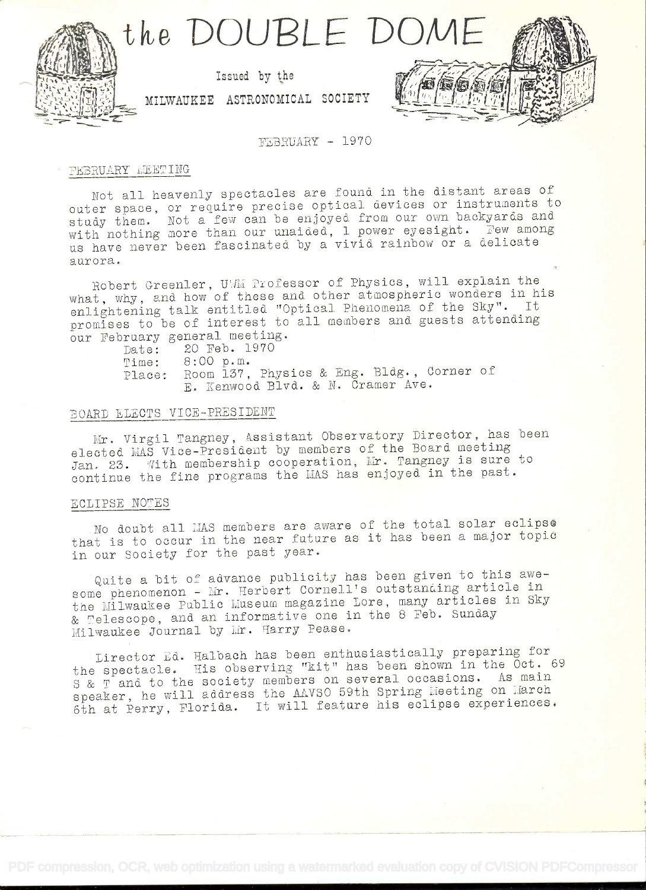# the DOUBLE DOME

Issued by the

MILWAUKEE ASTRONOMICAL SOCIETY

FEBRUARY - 1970

## FEBRUARY MEETING

Not all heavenly spectacles are found in the distant areas of outer space, or require precise optical devices or instruments to study them. Not a few can be enjoyed from our own backyards and with nothing more than our unaided, 1 power eyesight. Few among us have never been fascinated by a vivid rainbow or a delicate aurora.

Robert Greenler, UWM Professor of Physics, will explain the what, why, and how of these and other atmospheric wonders in his enlightening talk entitled "Optical Phenomena of the Sky". It promises to be of interest to all members and guests attending our February general meeting.

Date: 20 Feb. 1970
Time: 8:00 p.m.
Place: Room 137, Physics & Eng. Bldg., Corner of E. Kenwood Blvd. & N. Cramer Ave.

## BOARD ELECTS VICE-PRESIDENT

Mr. Virgil Tangney, Assistant Observatory Director, has been elected MAS Vice-President by members of the Board meeting Jan. 23. With membership cooperation, Mr. Tangney is sure to continue the fine programs the MAS has enjoyed in the past.

## ECLIPSE NOTES

No doubt all MAS members are aware of the total solar eclipse that is to occur in the near future as it has been a major topic in our Society for the past year.

Quite a bit of advance publicity has been given to this awesome phenomenon - Mr. Herbert Cornell's outstanding article in the Milwaukee Public Museum magazine Lore, many articles in Sky & Telescope, and an informative one in the 8 Feb. Sunday Milwaukee Journal by Mr. Harry Pease.

Director Ed. Halbach has been enthusiastically preparing for the spectacle. His observing "kit" has been shown in the Oct. 69 S & T and to the society members on several occasions. As main speaker, he will address the AAVSO 59th Spring Meeting on March 6th at Perry, Florida. It will feature his eclipse experiences.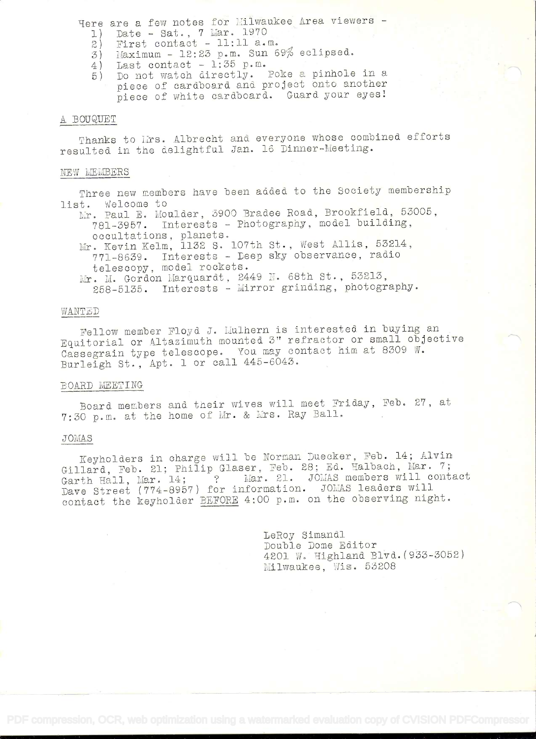Here are a few notes for Milwaukee Area viewers -

1) Date - Sat., 7 Mar. 1970
2) First contact - 11:11 a.m.
3) Maximum - 12:23 p.m. Sun 69% eclipsed.
4) Last contact - 1:35 p.m.
5) Do not watch directly. Poke a pinhole in a piece of cardboard and project onto another piece of white cardboard. Guard your eyes!

## A BOUQUET

Thanks to Mrs. Albrecht and everyone whose combined efforts resulted in the delightful Jan. 16 Dinner-Meeting.

## NEW MEMBERS

Three new members have been added to the Society membership list. Welcome to

Mr. Paul E. Moulder, 3900 Bradee Road, Brookfield, 53005, 781-3957. Interests - Photography, model building, occultations, planets.

Mr. Kevin Kelm, 1132 S. 107th St., West Allis, 53214, 771-8639. Interests - Deep sky observance, radio telescopy, model rockets.

Mr. M. Gordon Marquardt, 2449 N. 68th St., 53213, 258-5135. Interests - Mirror grinding, photography.

## WANTED

Fellow member Floyd J. Mulhern is interested in buying an Equitorial or Altazimuth mounted 3" refractor or small objective Cassegrain type telescope. You may contact him at 8309 W. Burleigh St., Apt. 1 or call 445-6043.

## BOARD MEETING

Board members and their wives will meet Friday, Feb. 27, at 7:30 p.m. at the home of Mr. & Mrs. Ray Ball.

## JOMAS

Keyholders in charge will be Norman Duecker, Feb. 14; Alvin Gillard, Feb. 21; Philip Glaser, Feb. 28; Ed. Halbach, Mar. 7; Garth Hall, Mar. 14; ? Mar. 21. JOMAS members will contact Dave Street (774-8957) for information. JOMAS leaders will contact the keyholder BEFORE 4:00 p.m. on the observing night.

LeRoy Simandl
Double Dome Editor
4201 W. Highland Blvd. (933-3052)
Milwaukee, Wis. 53208